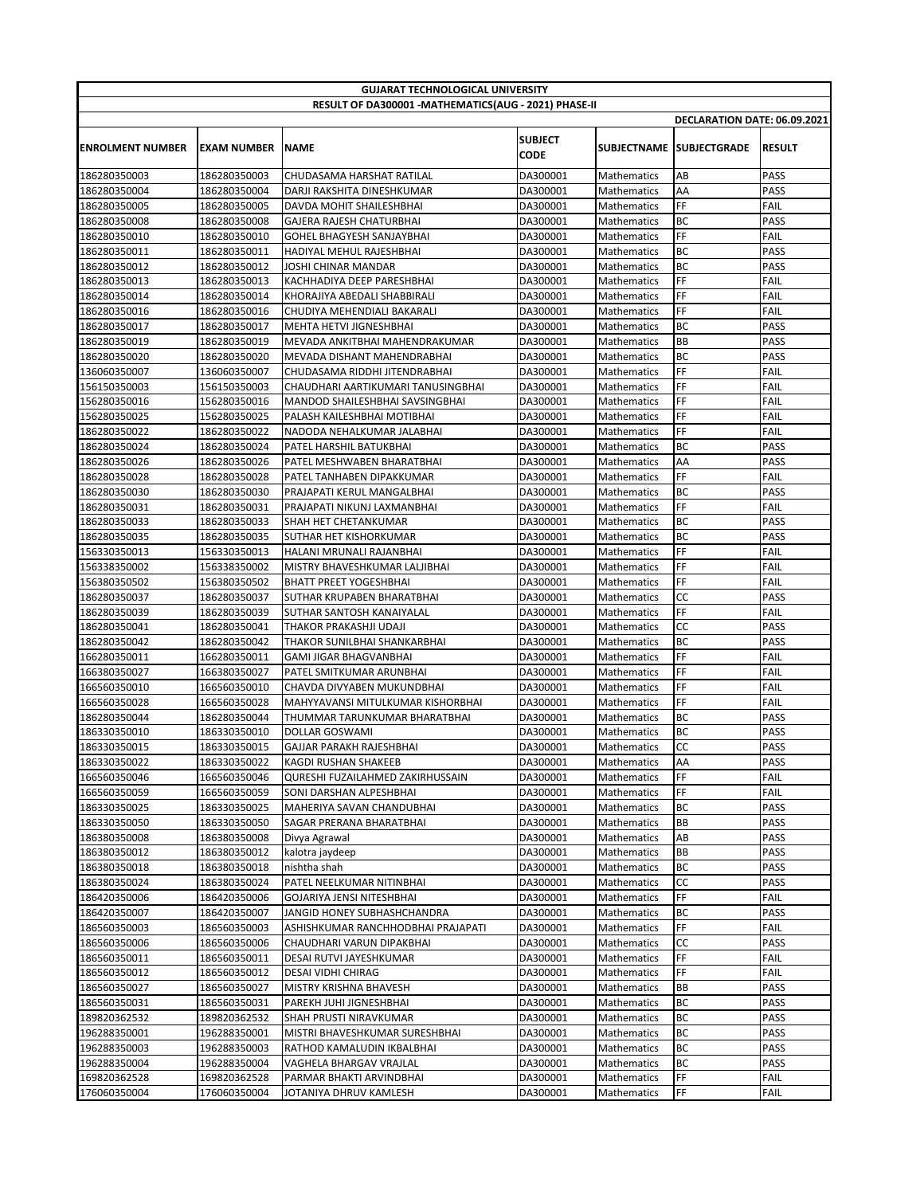# GUJARAT TECHNOLOGICAL UNIVERSITY

## RESULT OF DA300001 -MATHEMATICS(AUG - 2021) PHASE-II

**DECLARATION DATE: 06.09.2021**

| ENROLMENT NUMBER | EXAM NUMBER | NAME | SUBJECT CODE | SUBJECTNAME | SUBJECTGRADE | RESULT |
|---|---|---|---|---|---|---|
| 186280350003 | 186280350003 | CHUDASAMA HARSHAT RATILAL | DA300001 | Mathematics | AB | PASS |
| 186280350004 | 186280350004 | DARJI RAKSHITA DINESHKUMAR | DA300001 | Mathematics | AA | PASS |
| 186280350005 | 186280350005 | DAVDA MOHIT SHAILESHBHAI | DA300001 | Mathematics | FF | FAIL |
| 186280350008 | 186280350008 | GAJERA RAJESH CHATURBHAI | DA300001 | Mathematics | BC | PASS |
| 186280350010 | 186280350010 | GOHEL BHAGYESH SANJAYBHAI | DA300001 | Mathematics | FF | FAIL |
| 186280350011 | 186280350011 | HADIYAL MEHUL RAJESHBHAI | DA300001 | Mathematics | BC | PASS |
| 186280350012 | 186280350012 | JOSHI CHINAR MANDAR | DA300001 | Mathematics | BC | PASS |
| 186280350013 | 186280350013 | KACHHADIYA DEEP PARESHBHAI | DA300001 | Mathematics | FF | FAIL |
| 186280350014 | 186280350014 | KHORAJIYA ABEDALI SHABBIRALI | DA300001 | Mathematics | FF | FAIL |
| 186280350016 | 186280350016 | CHUDIYA MEHENDIALI BAKARALI | DA300001 | Mathematics | FF | FAIL |
| 186280350017 | 186280350017 | MEHTA HETVI JIGNESHBHAI | DA300001 | Mathematics | BC | PASS |
| 186280350019 | 186280350019 | MEVADA ANKITBHAI MAHENDRAKUMAR | DA300001 | Mathematics | BB | PASS |
| 186280350020 | 186280350020 | MEVADA DISHANT MAHENDRABHAI | DA300001 | Mathematics | BC | PASS |
| 136060350007 | 136060350007 | CHUDASAMA RIDDHI JITENDRABHAI | DA300001 | Mathematics | FF | FAIL |
| 156150350003 | 156150350003 | CHAUDHARI AARTIKUMARI TANUSINGBHAI | DA300001 | Mathematics | FF | FAIL |
| 156280350016 | 156280350016 | MANDOD SHAILESHBHAI SAVSINGBHAI | DA300001 | Mathematics | FF | FAIL |
| 156280350025 | 156280350025 | PALASH KAILESHBHAI MOTIBHAI | DA300001 | Mathematics | FF | FAIL |
| 186280350022 | 186280350022 | NADODA NEHALKUMAR JALABHAI | DA300001 | Mathematics | FF | FAIL |
| 186280350024 | 186280350024 | PATEL HARSHIL BATUKBHAI | DA300001 | Mathematics | BC | PASS |
| 186280350026 | 186280350026 | PATEL MESHWABEN BHARATBHAI | DA300001 | Mathematics | AA | PASS |
| 186280350028 | 186280350028 | PATEL TANHABEN DIPAKKUMAR | DA300001 | Mathematics | FF | FAIL |
| 186280350030 | 186280350030 | PRAJAPATI KERUL MANGALBHAI | DA300001 | Mathematics | BC | PASS |
| 186280350031 | 186280350031 | PRAJAPATI NIKUNJ LAXMANBHAI | DA300001 | Mathematics | FF | FAIL |
| 186280350033 | 186280350033 | SHAH HET CHETANKUMAR | DA300001 | Mathematics | BC | PASS |
| 186280350035 | 186280350035 | SUTHAR HET KISHORKUMAR | DA300001 | Mathematics | BC | PASS |
| 156330350013 | 156330350013 | HALANI MRUNALI RAJANBHAI | DA300001 | Mathematics | FF | FAIL |
| 156338350002 | 156338350002 | MISTRY BHAVESHKUMAR LALJIBHAI | DA300001 | Mathematics | FF | FAIL |
| 156380350502 | 156380350502 | BHATT PREET YOGESHBHAI | DA300001 | Mathematics | FF | FAIL |
| 186280350037 | 186280350037 | SUTHAR KRUPABEN BHARATBHAI | DA300001 | Mathematics | CC | PASS |
| 186280350039 | 186280350039 | SUTHAR SANTOSH KANAIYALAL | DA300001 | Mathematics | FF | FAIL |
| 186280350041 | 186280350041 | THAKOR PRAKASHJI UDAJI | DA300001 | Mathematics | CC | PASS |
| 186280350042 | 186280350042 | THAKOR SUNILBHAI SHANKARBHAI | DA300001 | Mathematics | BC | PASS |
| 166280350011 | 166280350011 | GAMI JIGAR BHAGVANBHAI | DA300001 | Mathematics | FF | FAIL |
| 166380350027 | 166380350027 | PATEL SMITKUMAR ARUNBHAI | DA300001 | Mathematics | FF | FAIL |
| 166560350010 | 166560350010 | CHAVDA DIVYABEN MUKUNDBHAI | DA300001 | Mathematics | FF | FAIL |
| 166560350028 | 166560350028 | MAHYYAVANSI MITULKUMAR KISHORBHAI | DA300001 | Mathematics | FF | FAIL |
| 186280350044 | 186280350044 | THUMMAR TARUNKUMAR BHARATBHAI | DA300001 | Mathematics | BC | PASS |
| 186330350010 | 186330350010 | DOLLAR GOSWAMI | DA300001 | Mathematics | BC | PASS |
| 186330350015 | 186330350015 | GAJJAR PARAKH RAJESHBHAI | DA300001 | Mathematics | CC | PASS |
| 186330350022 | 186330350022 | KAGDI RUSHAN SHAKEEB | DA300001 | Mathematics | AA | PASS |
| 166560350046 | 166560350046 | QURESHI FUZAILAHMED ZAKIRHUSSAIN | DA300001 | Mathematics | FF | FAIL |
| 166560350059 | 166560350059 | SONI DARSHAN ALPESHBHAI | DA300001 | Mathematics | FF | FAIL |
| 186330350025 | 186330350025 | MAHERIYA SAVAN CHANDUBHAI | DA300001 | Mathematics | BC | PASS |
| 186330350050 | 186330350050 | SAGAR PRERANA BHARATBHAI | DA300001 | Mathematics | BB | PASS |
| 186380350008 | 186380350008 | Divya Agrawal | DA300001 | Mathematics | AB | PASS |
| 186380350012 | 186380350012 | kalotra jaydeep | DA300001 | Mathematics | BB | PASS |
| 186380350018 | 186380350018 | nishtha shah | DA300001 | Mathematics | BC | PASS |
| 186380350024 | 186380350024 | PATEL NEELKUMAR NITINBHAI | DA300001 | Mathematics | CC | PASS |
| 186420350006 | 186420350006 | GOJARIYA JENSI NITESHBHAI | DA300001 | Mathematics | FF | FAIL |
| 186420350007 | 186420350007 | JANGID HONEY SUBHASHCHANDRA | DA300001 | Mathematics | BC | PASS |
| 186560350003 | 186560350003 | ASHISHKUMAR RANCHHODBHAI PRAJAPATI | DA300001 | Mathematics | FF | FAIL |
| 186560350006 | 186560350006 | CHAUDHARI VARUN DIPAKBHAI | DA300001 | Mathematics | CC | PASS |
| 186560350011 | 186560350011 | DESAI RUTVI JAYESHKUMAR | DA300001 | Mathematics | FF | FAIL |
| 186560350012 | 186560350012 | DESAI VIDHI CHIRAG | DA300001 | Mathematics | FF | FAIL |
| 186560350027 | 186560350027 | MISTRY KRISHNA BHAVESH | DA300001 | Mathematics | BB | PASS |
| 186560350031 | 186560350031 | PAREKH JUHI JIGNESHBHAI | DA300001 | Mathematics | BC | PASS |
| 189820362532 | 189820362532 | SHAH PRUSTI NIRAVKUMAR | DA300001 | Mathematics | BC | PASS |
| 196288350001 | 196288350001 | MISTRI BHAVESHKUMAR SURESHBHAI | DA300001 | Mathematics | BC | PASS |
| 196288350003 | 196288350003 | RATHOD KAMALUDIN IKBALBHAI | DA300001 | Mathematics | BC | PASS |
| 196288350004 | 196288350004 | VAGHELA BHARGAV VRAJLAL | DA300001 | Mathematics | BC | PASS |
| 169820362528 | 169820362528 | PARMAR BHAKTI ARVINDBHAI | DA300001 | Mathematics | FF | FAIL |
| 176060350004 | 176060350004 | JOTANIYA DHRUV KAMLESH | DA300001 | Mathematics | FF | FAIL |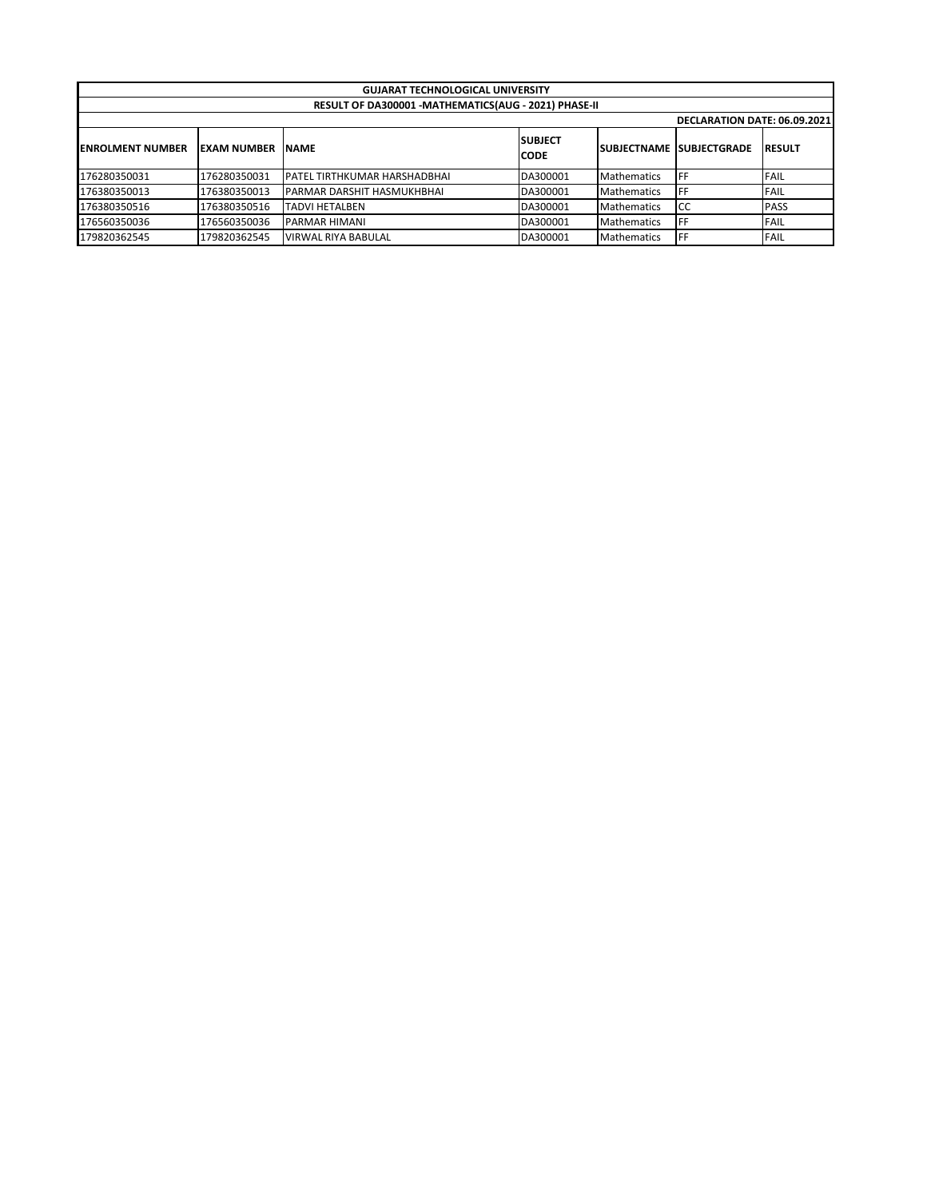| GUJARAT TECHNOLOGICAL UNIVERSITY | | | | | | |
|---|---|---|---|---|---|---|
| RESULT OF DA300001 -MATHEMATICS(AUG - 2021) PHASE-II | | | | | | |
| | | | | | DECLARATION DATE: 06.09.2021 | |
| ENROLMENT NUMBER | EXAM NUMBER | NAME | SUBJECT CODE | SUBJECTNAME | SUBJECTGRADE | RESULT |
| 176280350031 | 176280350031 | PATEL TIRTHKUMAR HARSHADBHAI | DA300001 | Mathematics | FF | FAIL |
| 176380350013 | 176380350013 | PARMAR DARSHIT HASMUKHBHAI | DA300001 | Mathematics | FF | FAIL |
| 176380350516 | 176380350516 | TADVI HETALBEN | DA300001 | Mathematics | CC | PASS |
| 176560350036 | 176560350036 | PARMAR HIMANI | DA300001 | Mathematics | FF | FAIL |
| 179820362545 | 179820362545 | VIRWAL RIYA BABULAL | DA300001 | Mathematics | FF | FAIL |